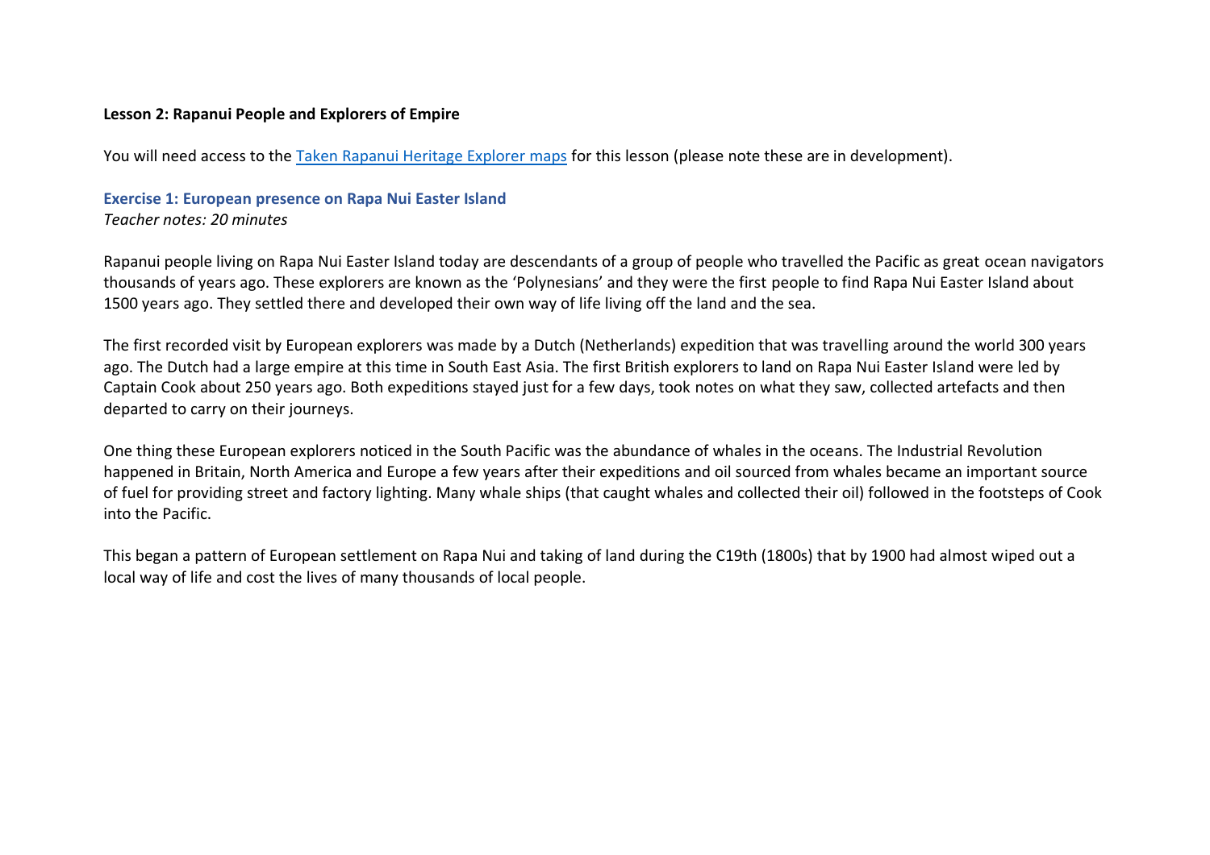**Lesson 2: Rapanui People and Explorers of Empire**

You will need access to the [Taken Rapanui Heritage Explorer maps]() for this lesson (please note these are in development).

### Exercise 1: European presence on Rapa Nui Easter Island

*Teacher notes: 20 minutes*

Rapanui people living on Rapa Nui Easter Island today are descendants of a group of people who travelled the Pacific as great ocean navigators thousands of years ago. These explorers are known as the 'Polynesians' and they were the first people to find Rapa Nui Easter Island about 1500 years ago. They settled there and developed their own way of life living off the land and the sea.

The first recorded visit by European explorers was made by a Dutch (Netherlands) expedition that was travelling around the world 300 years ago. The Dutch had a large empire at this time in South East Asia. The first British explorers to land on Rapa Nui Easter Island were led by Captain Cook about 250 years ago. Both expeditions stayed just for a few days, took notes on what they saw, collected artefacts and then departed to carry on their journeys.

One thing these European explorers noticed in the South Pacific was the abundance of whales in the oceans. The Industrial Revolution happened in Britain, North America and Europe a few years after their expeditions and oil sourced from whales became an important source of fuel for providing street and factory lighting. Many whale ships (that caught whales and collected their oil) followed in the footsteps of Cook into the Pacific.

This began a pattern of European settlement on Rapa Nui and taking of land during the C19th (1800s) that by 1900 had almost wiped out a local way of life and cost the lives of many thousands of local people.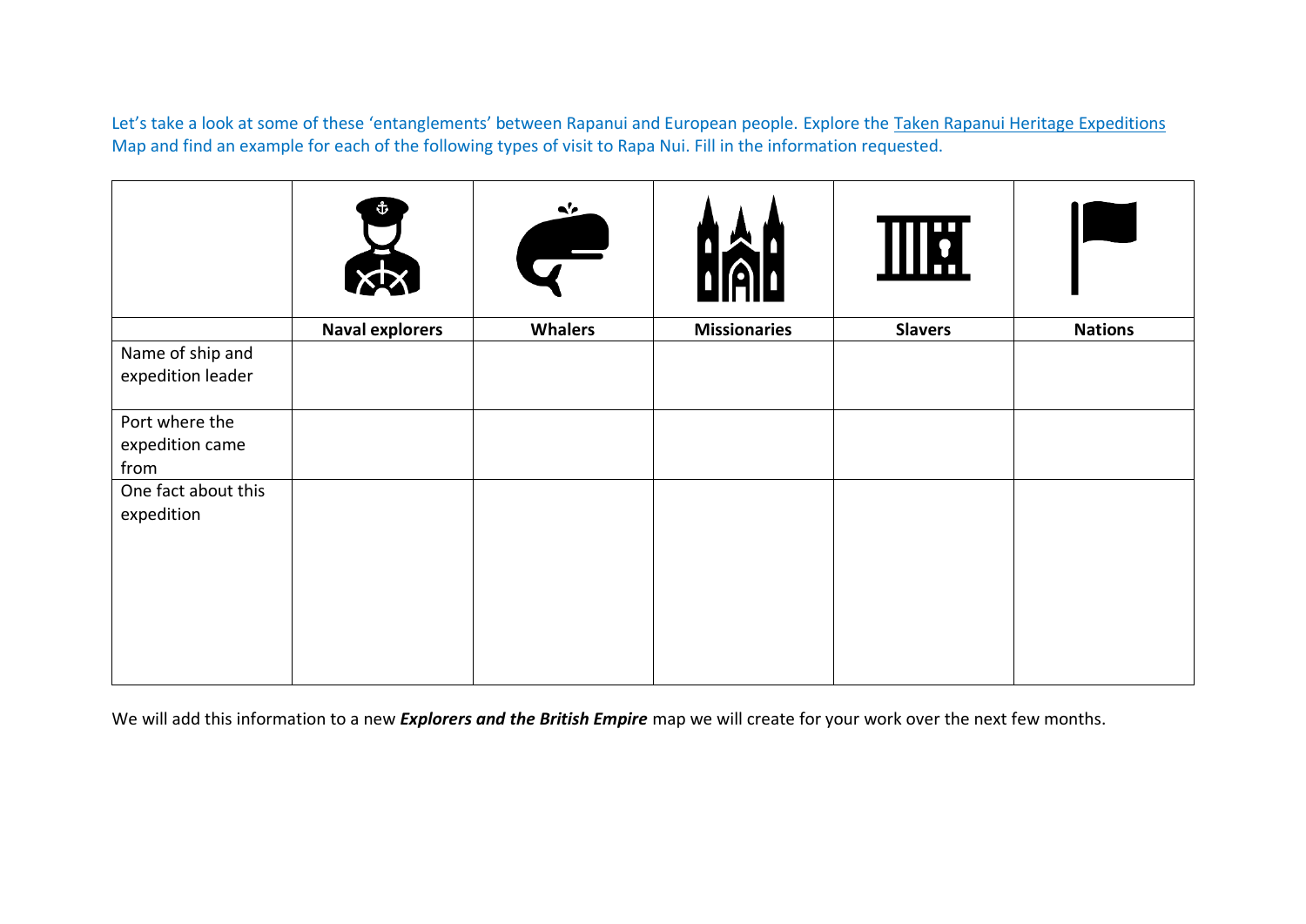Let's take a look at some of these 'entanglements' between Rapanui and European people. Explore the [Taken Rapanui Heritage Expeditions Map]() and find an example for each of the following types of visit to Rapa Nui. Fill in the information requested.

| | **Naval explorers** | **Whalers** | **Missionaries** | **Slavers** | **Nations** |
|---|---|---|---|---|---|
| Name of ship and expedition leader | | | | | |
| Port where the expedition came from | | | | | |
| One fact about this expedition | | | | | |

We will add this information to a new ***Explorers and the British Empire*** map we will create for your work over the next few months.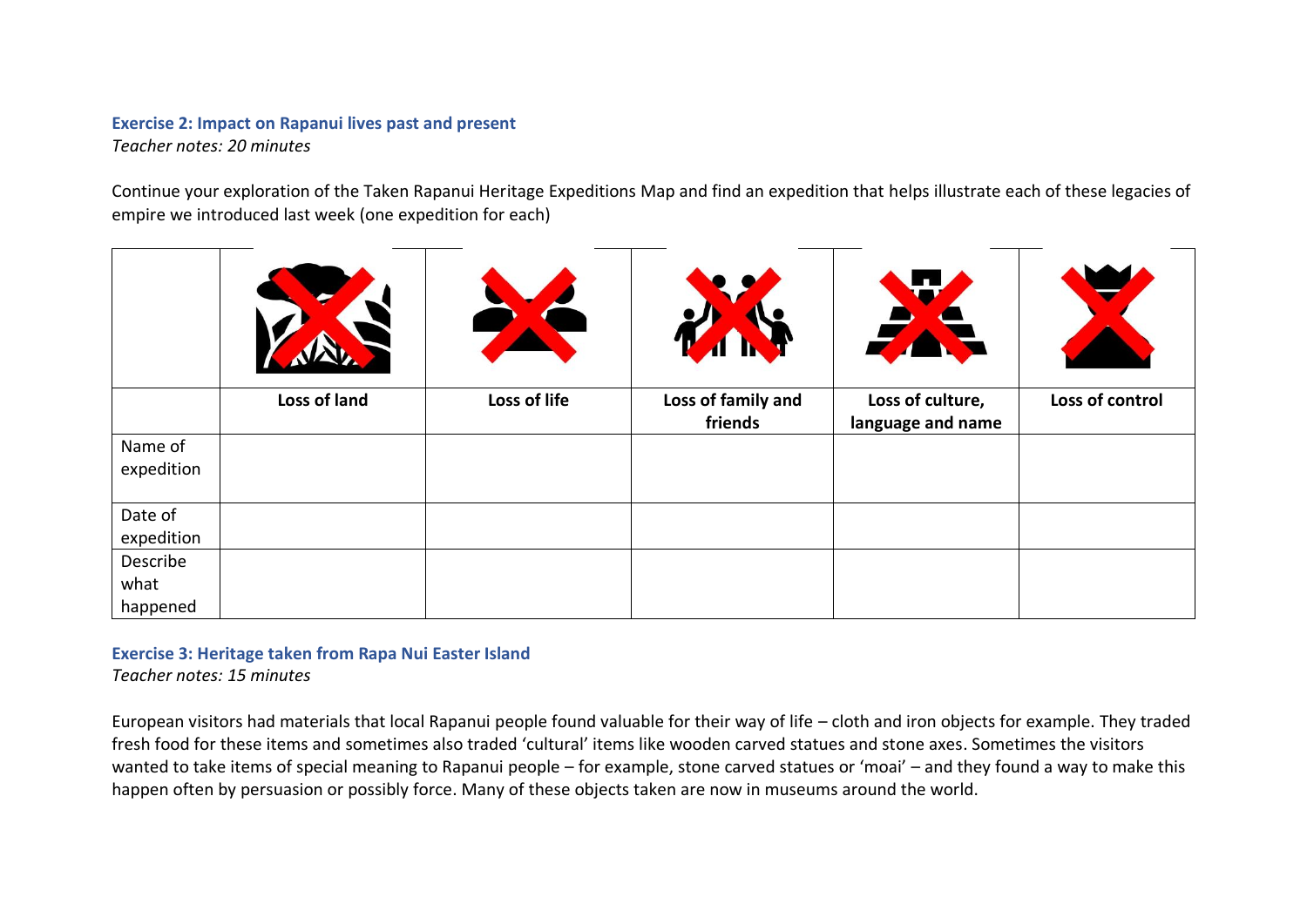### Exercise 2: Impact on Rapanui lives past and present

*Teacher notes: 20 minutes*

Continue your exploration of the Taken Rapanui Heritage Expeditions Map and find an expedition that helps illustrate each of these legacies of empire we introduced last week (one expedition for each)

| | Loss of land | Loss of life | Loss of family and friends | Loss of culture, language and name | Loss of control |
|---|---|---|---|---|---|
| Name of expedition | | | | | |
| Date of expedition | | | | | |
| Describe what happened | | | | | |

### Exercise 3: Heritage taken from Rapa Nui Easter Island

*Teacher notes: 15 minutes*

European visitors had materials that local Rapanui people found valuable for their way of life – cloth and iron objects for example. They traded fresh food for these items and sometimes also traded 'cultural' items like wooden carved statues and stone axes. Sometimes the visitors wanted to take items of special meaning to Rapanui people – for example, stone carved statues or 'moai' – and they found a way to make this happen often by persuasion or possibly force. Many of these objects taken are now in museums around the world.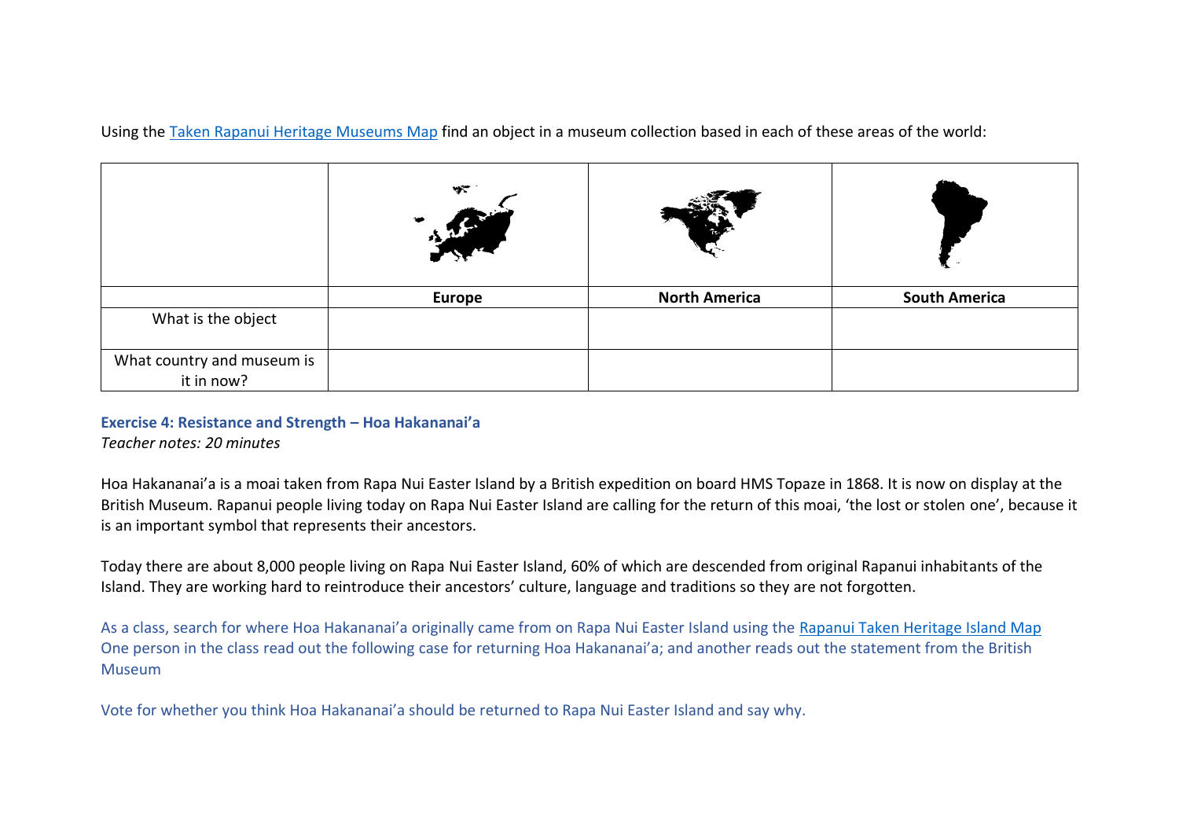Using the Taken Rapanui Heritage Museums Map find an object in a museum collection based in each of these areas of the world:

| | Europe | North America | South America |
|---|---|---|---|
| What is the object | | | |
| What country and museum is it in now? | | | |

**Exercise 4: Resistance and Strength – Hoa Hakananai'a**

*Teacher notes: 20 minutes*

Hoa Hakananai'a is a moai taken from Rapa Nui Easter Island by a British expedition on board HMS Topaze in 1868. It is now on display at the British Museum. Rapanui people living today on Rapa Nui Easter Island are calling for the return of this moai, 'the lost or stolen one', because it is an important symbol that represents their ancestors.

Today there are about 8,000 people living on Rapa Nui Easter Island, 60% of which are descended from original Rapanui inhabitants of the Island. They are working hard to reintroduce their ancestors' culture, language and traditions so they are not forgotten.

As a class, search for where Hoa Hakananai'a originally came from on Rapa Nui Easter Island using the Rapanui Taken Heritage Island Map
One person in the class read out the following case for returning Hoa Hakananai'a; and another reads out the statement from the British Museum

Vote for whether you think Hoa Hakananai'a should be returned to Rapa Nui Easter Island and say why.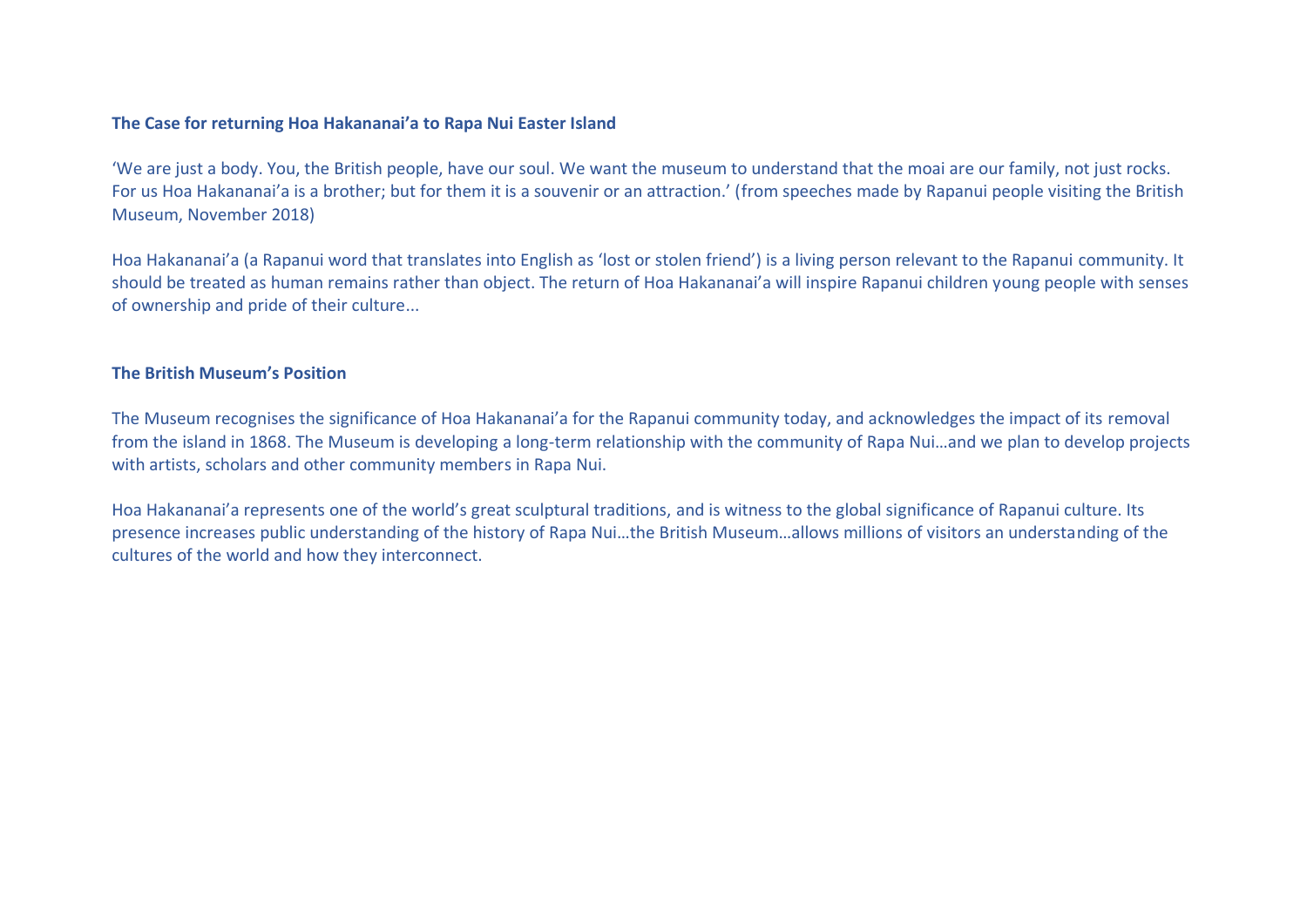**The Case for returning Hoa Hakananai'a to Rapa Nui Easter Island**

'We are just a body. You, the British people, have our soul. We want the museum to understand that the moai are our family, not just rocks. For us Hoa Hakananai'a is a brother; but for them it is a souvenir or an attraction.' (from speeches made by Rapanui people visiting the British Museum, November 2018)

Hoa Hakananai'a (a Rapanui word that translates into English as 'lost or stolen friend') is a living person relevant to the Rapanui community. It should be treated as human remains rather than object. The return of Hoa Hakananai'a will inspire Rapanui children young people with senses of ownership and pride of their culture...

**The British Museum's Position**

The Museum recognises the significance of Hoa Hakananai'a for the Rapanui community today, and acknowledges the impact of its removal from the island in 1868. The Museum is developing a long-term relationship with the community of Rapa Nui…and we plan to develop projects with artists, scholars and other community members in Rapa Nui.

Hoa Hakananai'a represents one of the world's great sculptural traditions, and is witness to the global significance of Rapanui culture. Its presence increases public understanding of the history of Rapa Nui…the British Museum…allows millions of visitors an understanding of the cultures of the world and how they interconnect.